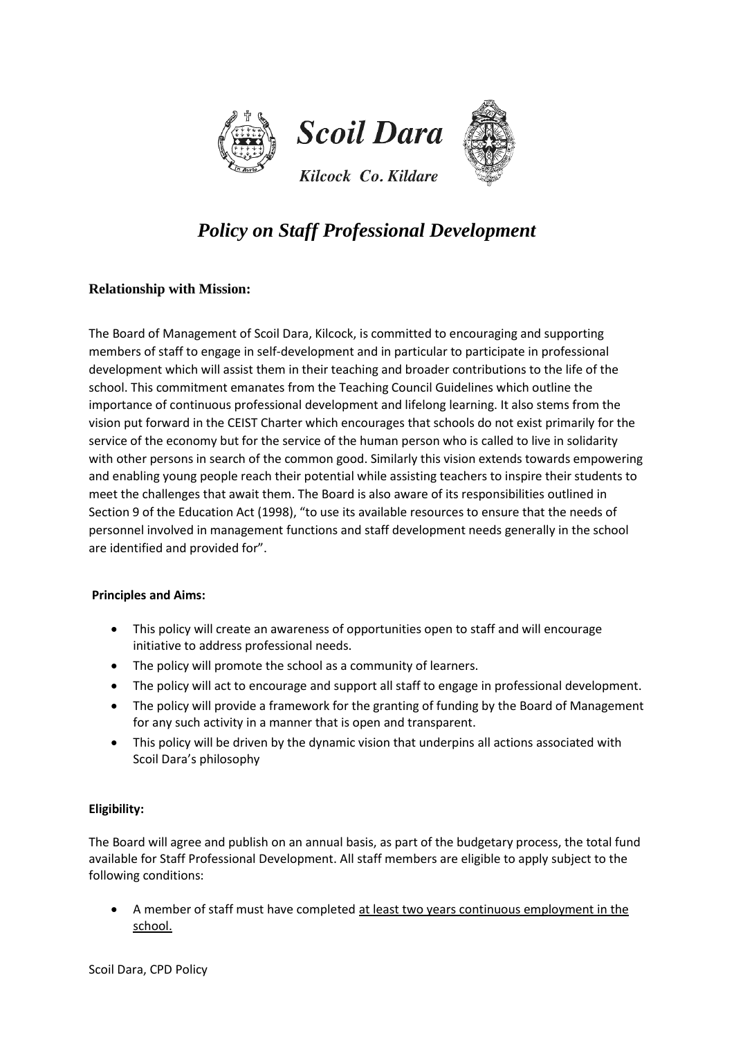# Scoil Dara

*Kilcock Co. Kildare*

## *Policy on Staff Professional Development*

### Relationship with Mission:

The Board of Management of Scoil Dara, Kilcock, is committed to encouraging and supporting members of staff to engage in self-development and in particular to participate in professional development which will assist them in their teaching and broader contributions to the life of the school. This commitment emanates from the Teaching Council Guidelines which outline the importance of continuous professional development and lifelong learning. It also stems from the vision put forward in the CEIST Charter which encourages that schools do not exist primarily for the service of the economy but for the service of the human person who is called to live in solidarity with other persons in search of the common good. Similarly this vision extends towards empowering and enabling young people reach their potential while assisting teachers to inspire their students to meet the challenges that await them. The Board is also aware of its responsibilities outlined in Section 9 of the Education Act (1998), "to use its available resources to ensure that the needs of personnel involved in management functions and staff development needs generally in the school are identified and provided for".

**Principles and Aims:**

- This policy will create an awareness of opportunities open to staff and will encourage initiative to address professional needs.
- The policy will promote the school as a community of learners.
- The policy will act to encourage and support all staff to engage in professional development.
- The policy will provide a framework for the granting of funding by the Board of Management for any such activity in a manner that is open and transparent.
- This policy will be driven by the dynamic vision that underpins all actions associated with Scoil Dara's philosophy

**Eligibility:**

The Board will agree and publish on an annual basis, as part of the budgetary process, the total fund available for Staff Professional Development. All staff members are eligible to apply subject to the following conditions:

- A member of staff must have completed <u>at least two years continuous employment in the school.</u>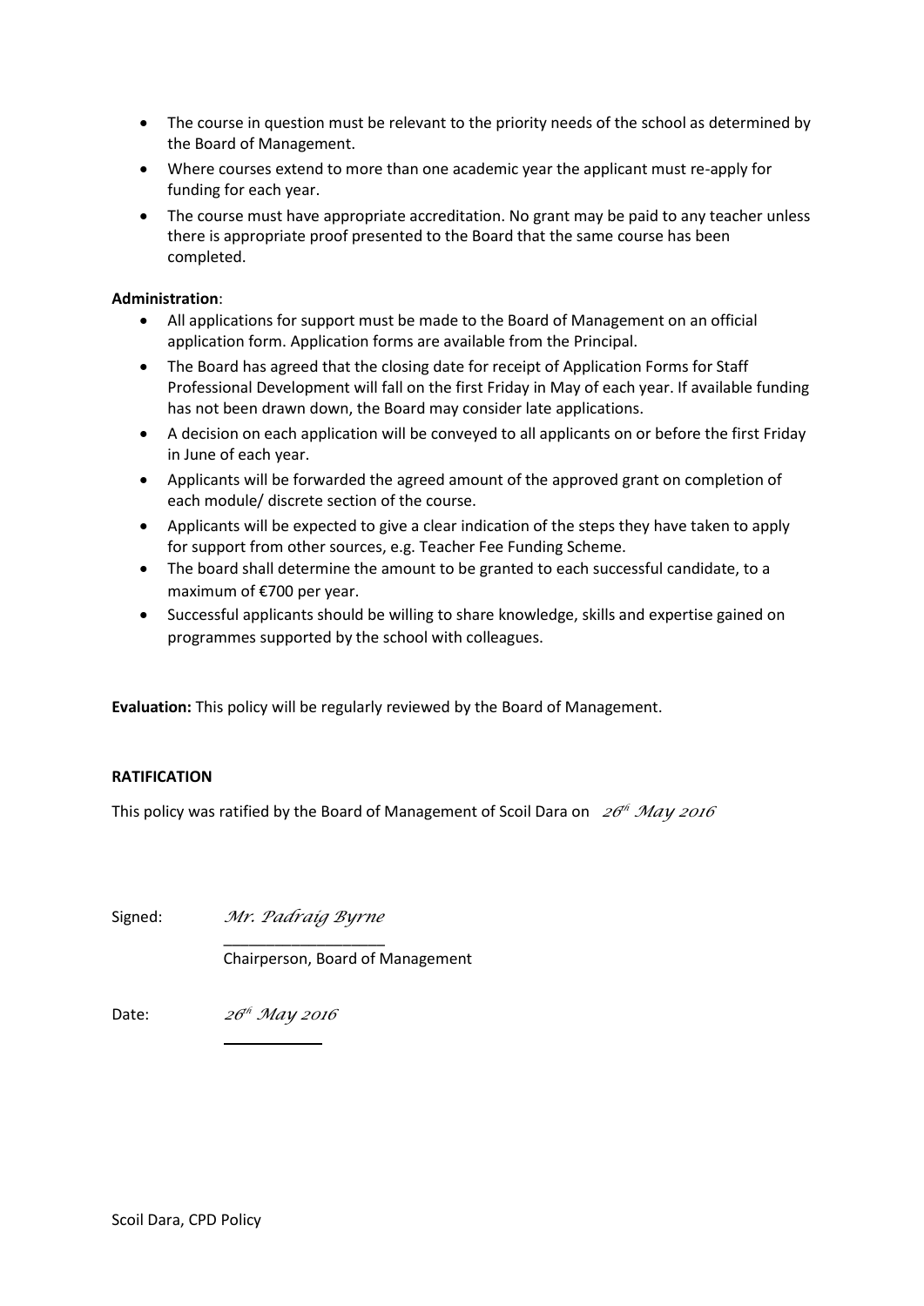- The course in question must be relevant to the priority needs of the school as determined by the Board of Management.
- Where courses extend to more than one academic year the applicant must re-apply for funding for each year.
- The course must have appropriate accreditation. No grant may be paid to any teacher unless there is appropriate proof presented to the Board that the same course has been completed.

**Administration**:

- All applications for support must be made to the Board of Management on an official application form. Application forms are available from the Principal.
- The Board has agreed that the closing date for receipt of Application Forms for Staff Professional Development will fall on the first Friday in May of each year. If available funding has not been drawn down, the Board may consider late applications.
- A decision on each application will be conveyed to all applicants on or before the first Friday in June of each year.
- Applicants will be forwarded the agreed amount of the approved grant on completion of each module/ discrete section of the course.
- Applicants will be expected to give a clear indication of the steps they have taken to apply for support from other sources, e.g. Teacher Fee Funding Scheme.
- The board shall determine the amount to be granted to each successful candidate, to a maximum of €700 per year.
- Successful applicants should be willing to share knowledge, skills and expertise gained on programmes supported by the school with colleagues.

**Evaluation:** This policy will be regularly reviewed by the Board of Management.

**RATIFICATION**

This policy was ratified by the Board of Management of Scoil Dara on *26th May 2016*

Signed: *Mr. Padraig Byrne*
___________________
Chairperson, Board of Management

Date: *26th May 2016*

Scoil Dara, CPD Policy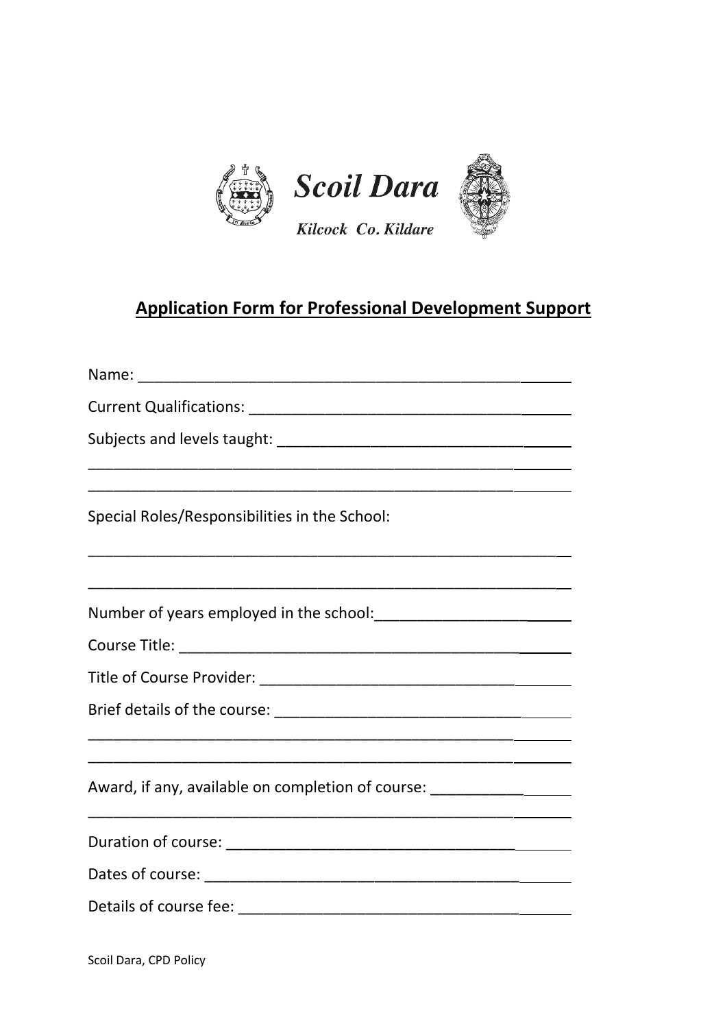**Scoil Dara**

*Kilcock Co. Kildare*

## Application Form for Professional Development Support

Name: ________________________________________________

Current Qualifications: ______________________________________

Subjects and levels taught: ___________________________________

__________________________________________________________

__________________________________________________________

Special Roles/Responsibilities in the School:

__________________________________________________________

__________________________________________________________

Number of years employed in the school:_______________________

Course Title: __________________________________________

Title of Course Provider: _____________________________________

Brief details of the course: ____________________________________

__________________________________________________________

__________________________________________________________

Award, if any, available on completion of course: _______________

__________________________________________________________

Duration of course: _____________________________________

Dates of course: ________________________________________

Details of course fee: ____________________________________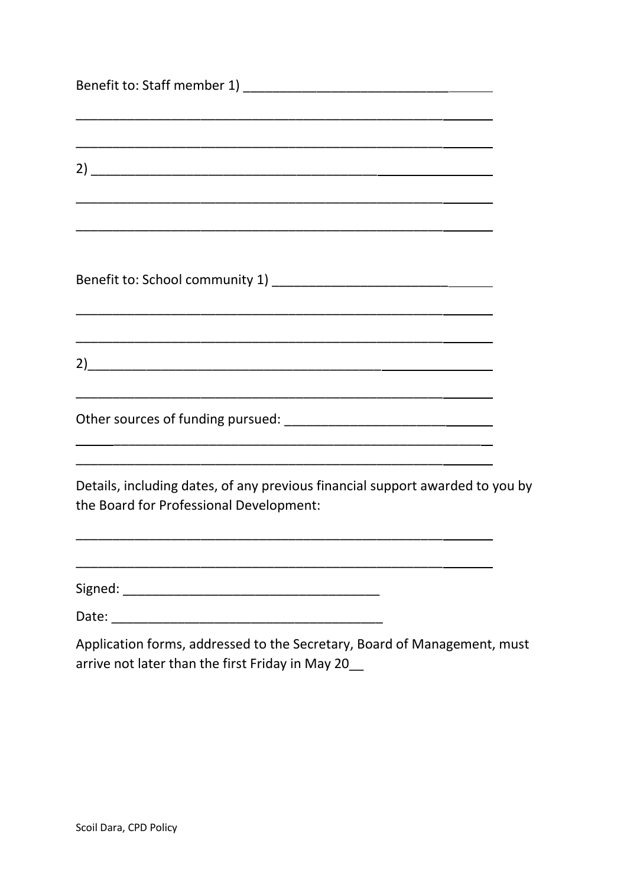Benefit to: Staff member 1) ___________________________________

_________________________________________________________

_________________________________________________________

2) ______________________________________________________

_________________________________________________________

_________________________________________________________

Benefit to: School community 1) ______________________________

_________________________________________________________

_________________________________________________________

2)_______________________________________________________

_________________________________________________________

Other sources of funding pursued: _____________________________

_________________________________________________________

_________________________________________________________

Details, including dates, of any previous financial support awarded to you by the Board for Professional Development:

_________________________________________________________

_________________________________________________________

Signed: ___________________________________

Date: ______________________________________

Application forms, addressed to the Secretary, Board of Management, must arrive not later than the first Friday in May 20__